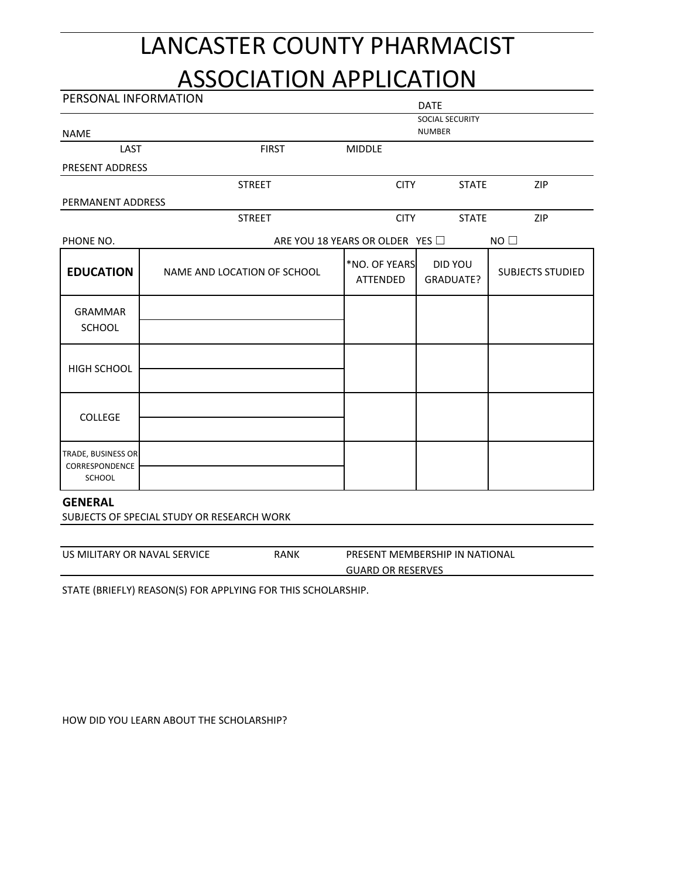# LANCASTER COUNTY PHARMACIST ASSOCIATION APPLICATION

PERSONAL INFORMATION

DATE

SOCIAL SECURITY NUMBER

NAME

LAST FIRST MIDDLE

PRESENT ADDRESS

STREET CITY STATE ZIP

PERMANENT ADDRESS

STREET CITY STATE ZIP

PHONE NO. ARE YOU 18 YEARS OR OLDER YES ☐ NO ☐

| EDUCATION | NAME AND LOCATION OF SCHOOL | *NO. OF YEARS ATTENDED | DID YOU GRADUATE? | SUBJECTS STUDIED |
|---|---|---|---|---|
| GRAMMAR SCHOOL | | | | |
| HIGH SCHOOL | | | | |
| COLLEGE | | | | |
| TRADE, BUSINESS OR CORRESPONDENCE SCHOOL | | | | |

**GENERAL**

SUBJECTS OF SPECIAL STUDY OR RESEARCH WORK

US MILITARY OR NAVAL SERVICE RANK PRESENT MEMBERSHIP IN NATIONAL GUARD OR RESERVES

STATE (BRIEFLY) REASON(S) FOR APPLYING FOR THIS SCHOLARSHIP.

HOW DID YOU LEARN ABOUT THE SCHOLARSHIP?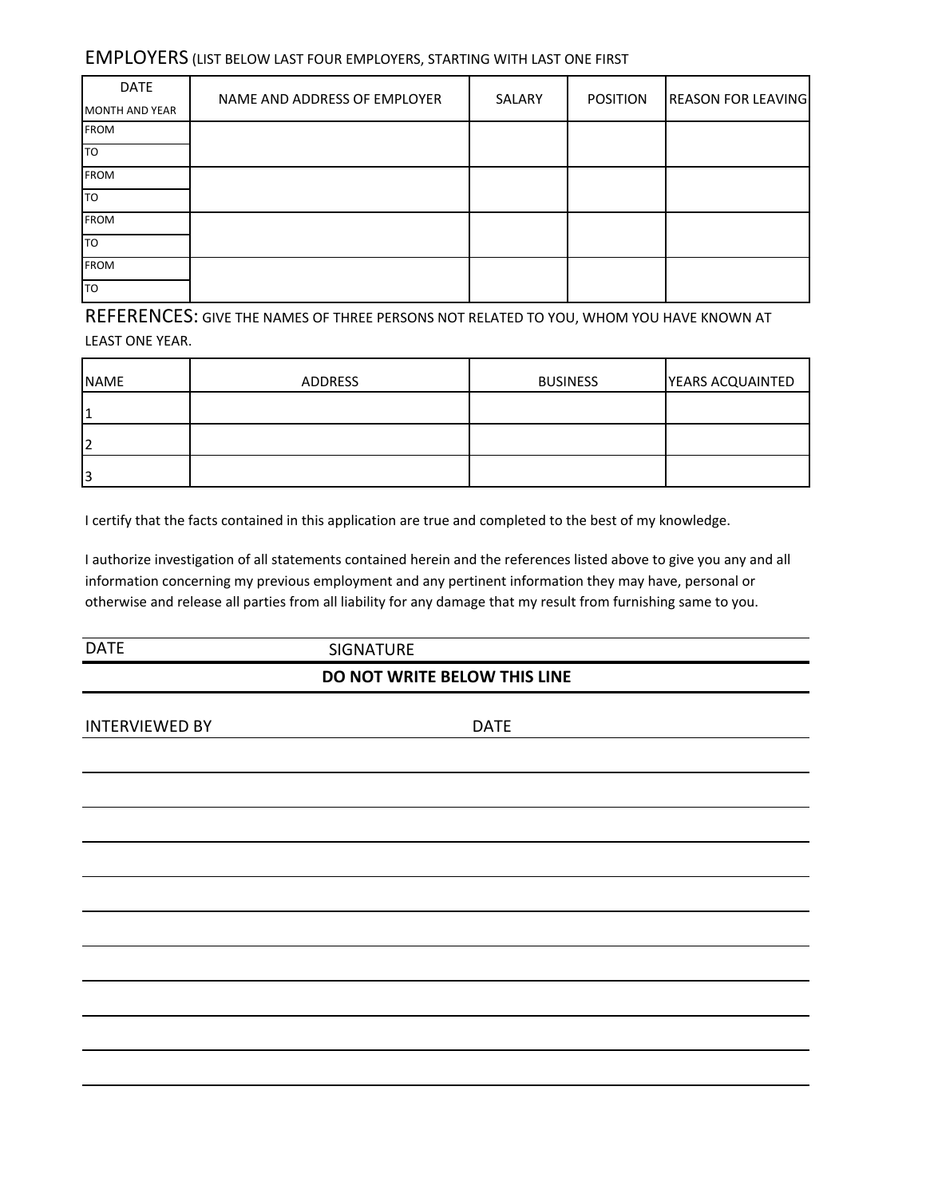## EMPLOYERS (LIST BELOW LAST FOUR EMPLOYERS, STARTING WITH LAST ONE FIRST

| DATE MONTH AND YEAR | NAME AND ADDRESS OF EMPLOYER | SALARY | POSITION | REASON FOR LEAVING |
|---|---|---|---|---|
| FROM | | | | |
| TO | | | | |
| FROM | | | | |
| TO | | | | |
| FROM | | | | |
| TO | | | | |
| FROM | | | | |
| TO | | | | |

## REFERENCES: GIVE THE NAMES OF THREE PERSONS NOT RELATED TO YOU, WHOM YOU HAVE KNOWN AT LEAST ONE YEAR.

| NAME | ADDRESS | BUSINESS | YEARS ACQUAINTED |
|---|---|---|---|
| 1 | | | |
| 2 | | | |
| 3 | | | |

I certify that the facts contained in this application are true and completed to the best of my knowledge.

I authorize investigation of all statements contained herein and the references listed above to give you any and all information concerning my previous employment and any pertinent information they may have, personal or otherwise and release all parties from all liability for any damage that my result from furnishing same to you.

DATE SIGNATURE

**DO NOT WRITE BELOW THIS LINE**

INTERVIEWED BY DATE